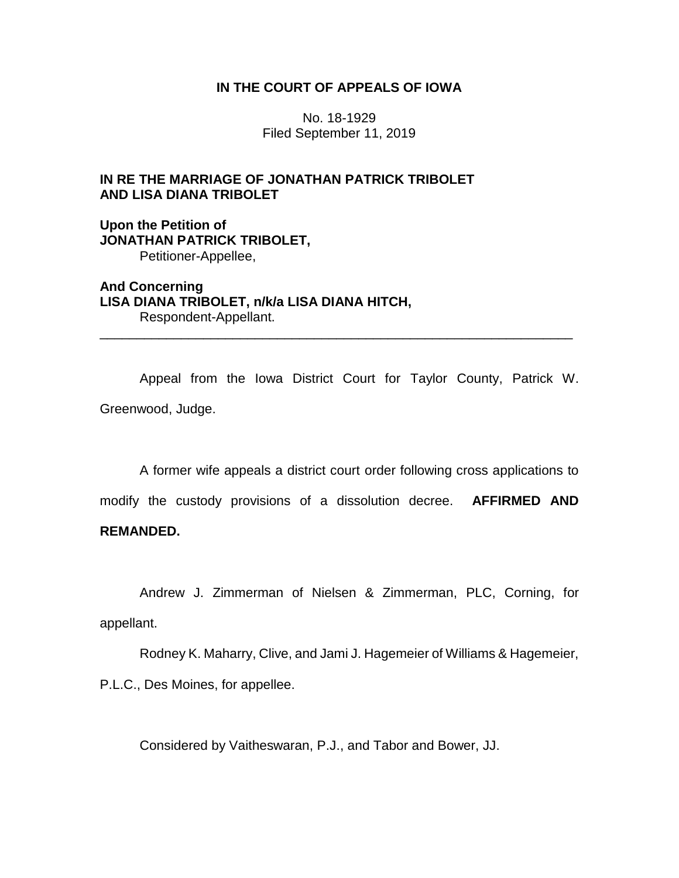**IN THE COURT OF APPEALS OF IOWA**

No. 18-1929
Filed September 11, 2019

**IN RE THE MARRIAGE OF JONATHAN PATRICK TRIBOLET AND LISA DIANA TRIBOLET**

**Upon the Petition of**
**JONATHAN PATRICK TRIBOLET,**
Petitioner-Appellee,

**And Concerning**
**LISA DIANA TRIBOLET, n/k/a LISA DIANA HITCH,**
Respondent-Appellant.

---

Appeal from the Iowa District Court for Taylor County, Patrick W. Greenwood, Judge.

A former wife appeals a district court order following cross applications to modify the custody provisions of a dissolution decree. **AFFIRMED AND REMANDED.**

Andrew J. Zimmerman of Nielsen & Zimmerman, PLC, Corning, for appellant.

Rodney K. Maharry, Clive, and Jami J. Hagemeier of Williams & Hagemeier, P.L.C., Des Moines, for appellee.

Considered by Vaitheswaran, P.J., and Tabor and Bower, JJ.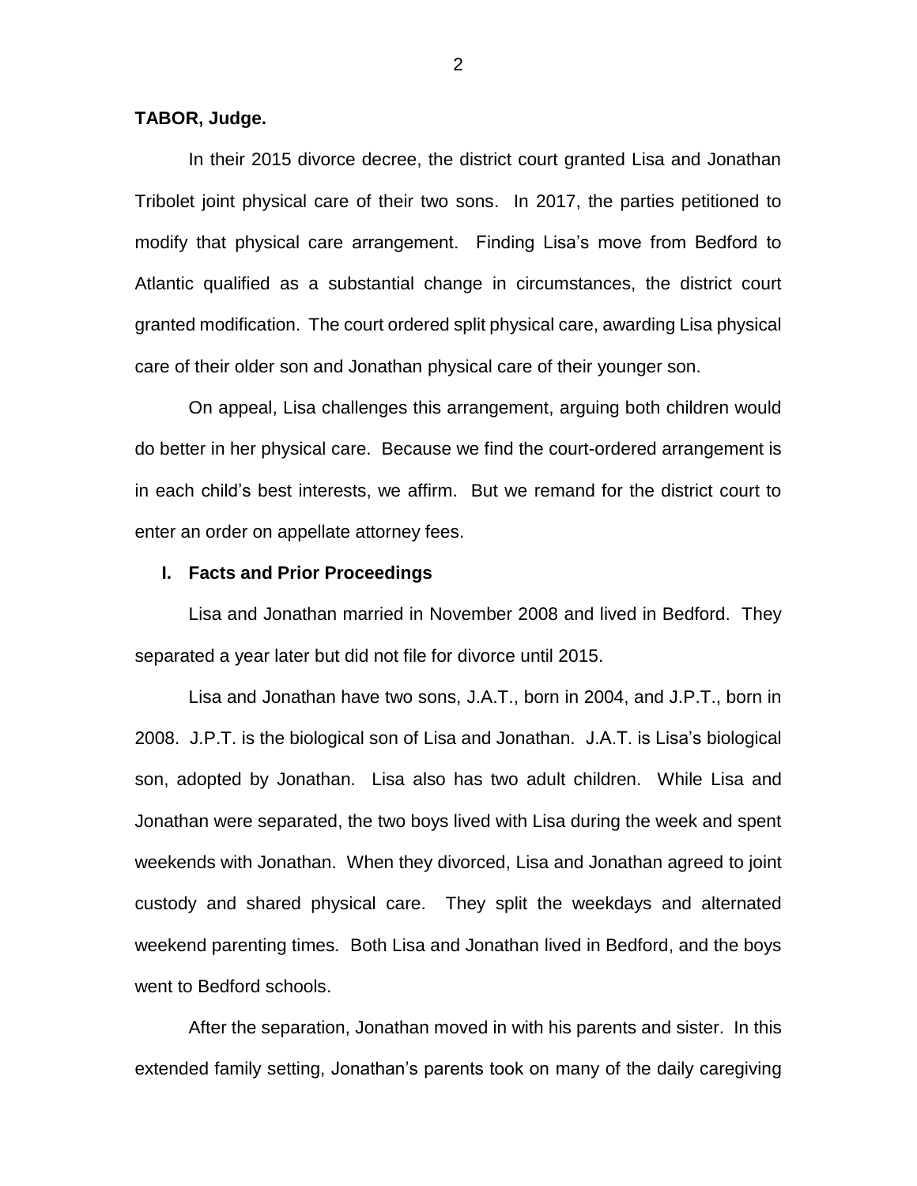**TABOR, Judge.**

In their 2015 divorce decree, the district court granted Lisa and Jonathan Tribolet joint physical care of their two sons. In 2017, the parties petitioned to modify that physical care arrangement. Finding Lisa's move from Bedford to Atlantic qualified as a substantial change in circumstances, the district court granted modification. The court ordered split physical care, awarding Lisa physical care of their older son and Jonathan physical care of their younger son.

On appeal, Lisa challenges this arrangement, arguing both children would do better in her physical care. Because we find the court-ordered arrangement is in each child's best interests, we affirm. But we remand for the district court to enter an order on appellate attorney fees.

## I. Facts and Prior Proceedings

Lisa and Jonathan married in November 2008 and lived in Bedford. They separated a year later but did not file for divorce until 2015.

Lisa and Jonathan have two sons, J.A.T., born in 2004, and J.P.T., born in 2008. J.P.T. is the biological son of Lisa and Jonathan. J.A.T. is Lisa's biological son, adopted by Jonathan. Lisa also has two adult children. While Lisa and Jonathan were separated, the two boys lived with Lisa during the week and spent weekends with Jonathan. When they divorced, Lisa and Jonathan agreed to joint custody and shared physical care. They split the weekdays and alternated weekend parenting times. Both Lisa and Jonathan lived in Bedford, and the boys went to Bedford schools.

After the separation, Jonathan moved in with his parents and sister. In this extended family setting, Jonathan's parents took on many of the daily caregiving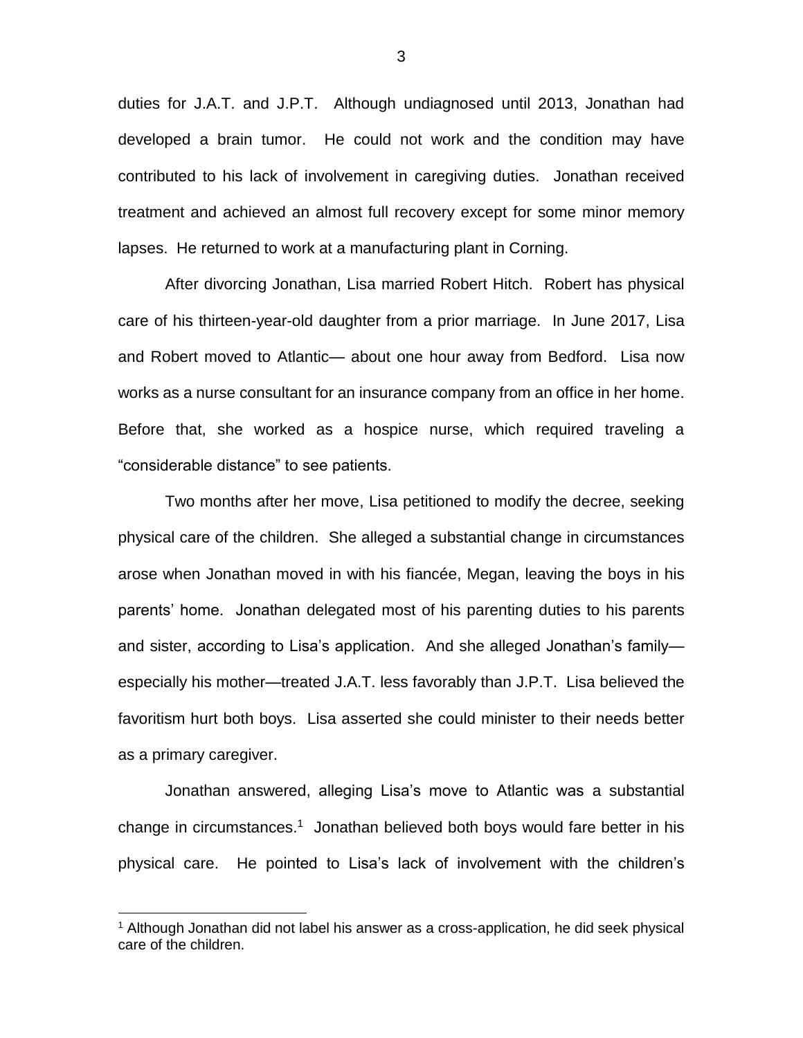duties for J.A.T. and J.P.T. Although undiagnosed until 2013, Jonathan had developed a brain tumor. He could not work and the condition may have contributed to his lack of involvement in caregiving duties. Jonathan received treatment and achieved an almost full recovery except for some minor memory lapses. He returned to work at a manufacturing plant in Corning.

After divorcing Jonathan, Lisa married Robert Hitch. Robert has physical care of his thirteen-year-old daughter from a prior marriage. In June 2017, Lisa and Robert moved to Atlantic— about one hour away from Bedford. Lisa now works as a nurse consultant for an insurance company from an office in her home. Before that, she worked as a hospice nurse, which required traveling a "considerable distance" to see patients.

Two months after her move, Lisa petitioned to modify the decree, seeking physical care of the children. She alleged a substantial change in circumstances arose when Jonathan moved in with his fiancée, Megan, leaving the boys in his parents' home. Jonathan delegated most of his parenting duties to his parents and sister, according to Lisa's application. And she alleged Jonathan's family—especially his mother—treated J.A.T. less favorably than J.P.T. Lisa believed the favoritism hurt both boys. Lisa asserted she could minister to their needs better as a primary caregiver.

Jonathan answered, alleging Lisa's move to Atlantic was a substantial change in circumstances.[1] Jonathan believed both boys would fare better in his physical care. He pointed to Lisa's lack of involvement with the children's

[1] Although Jonathan did not label his answer as a cross-application, he did seek physical care of the children.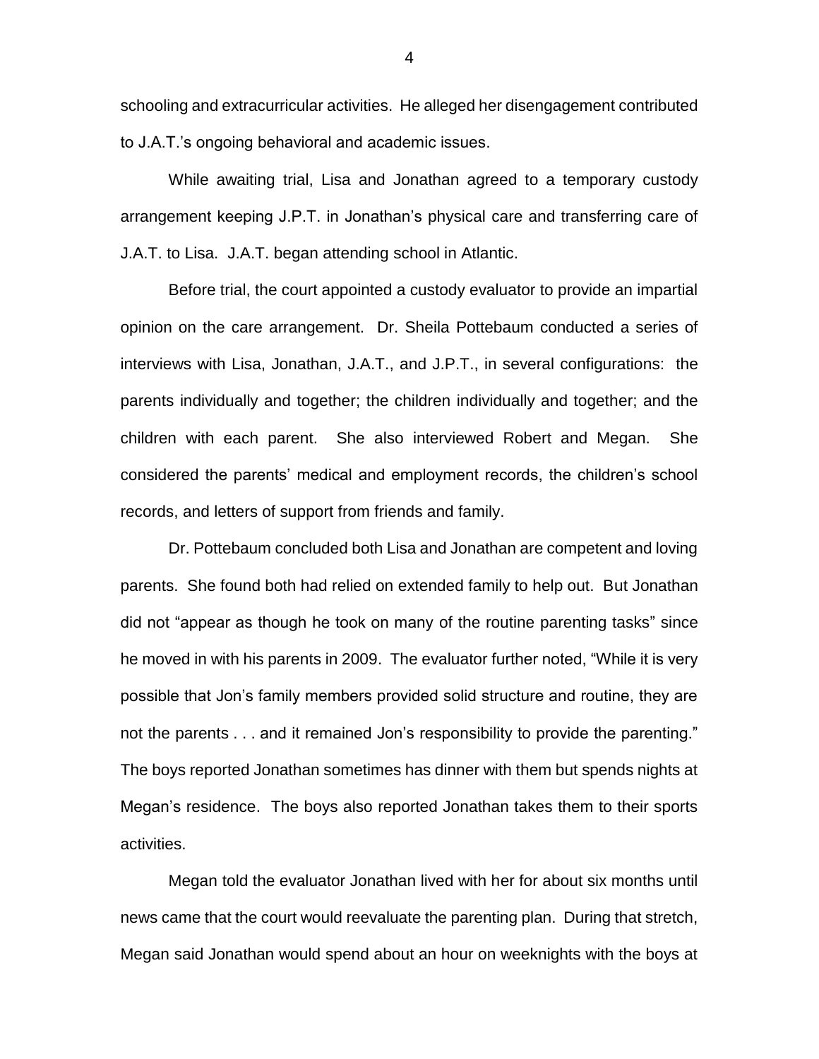schooling and extracurricular activities. He alleged her disengagement contributed to J.A.T.'s ongoing behavioral and academic issues.

While awaiting trial, Lisa and Jonathan agreed to a temporary custody arrangement keeping J.P.T. in Jonathan's physical care and transferring care of J.A.T. to Lisa. J.A.T. began attending school in Atlantic.

Before trial, the court appointed a custody evaluator to provide an impartial opinion on the care arrangement. Dr. Sheila Pottebaum conducted a series of interviews with Lisa, Jonathan, J.A.T., and J.P.T., in several configurations: the parents individually and together; the children individually and together; and the children with each parent. She also interviewed Robert and Megan. She considered the parents' medical and employment records, the children's school records, and letters of support from friends and family.

Dr. Pottebaum concluded both Lisa and Jonathan are competent and loving parents. She found both had relied on extended family to help out. But Jonathan did not "appear as though he took on many of the routine parenting tasks" since he moved in with his parents in 2009. The evaluator further noted, "While it is very possible that Jon's family members provided solid structure and routine, they are not the parents . . . and it remained Jon's responsibility to provide the parenting." The boys reported Jonathan sometimes has dinner with them but spends nights at Megan's residence. The boys also reported Jonathan takes them to their sports activities.

Megan told the evaluator Jonathan lived with her for about six months until news came that the court would reevaluate the parenting plan. During that stretch, Megan said Jonathan would spend about an hour on weeknights with the boys at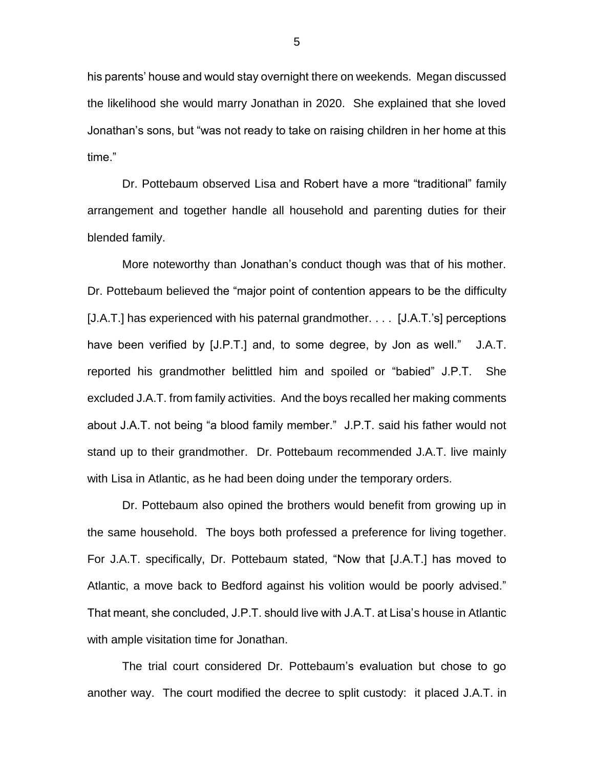his parents' house and would stay overnight there on weekends. Megan discussed the likelihood she would marry Jonathan in 2020. She explained that she loved Jonathan's sons, but "was not ready to take on raising children in her home at this time."

Dr. Pottebaum observed Lisa and Robert have a more "traditional" family arrangement and together handle all household and parenting duties for their blended family.

More noteworthy than Jonathan's conduct though was that of his mother. Dr. Pottebaum believed the "major point of contention appears to be the difficulty [J.A.T.] has experienced with his paternal grandmother. . . . [J.A.T.'s] perceptions have been verified by [J.P.T.] and, to some degree, by Jon as well." J.A.T. reported his grandmother belittled him and spoiled or "babied" J.P.T. She excluded J.A.T. from family activities. And the boys recalled her making comments about J.A.T. not being "a blood family member." J.P.T. said his father would not stand up to their grandmother. Dr. Pottebaum recommended J.A.T. live mainly with Lisa in Atlantic, as he had been doing under the temporary orders.

Dr. Pottebaum also opined the brothers would benefit from growing up in the same household. The boys both professed a preference for living together. For J.A.T. specifically, Dr. Pottebaum stated, "Now that [J.A.T.] has moved to Atlantic, a move back to Bedford against his volition would be poorly advised." That meant, she concluded, J.P.T. should live with J.A.T. at Lisa's house in Atlantic with ample visitation time for Jonathan.

The trial court considered Dr. Pottebaum's evaluation but chose to go another way. The court modified the decree to split custody: it placed J.A.T. in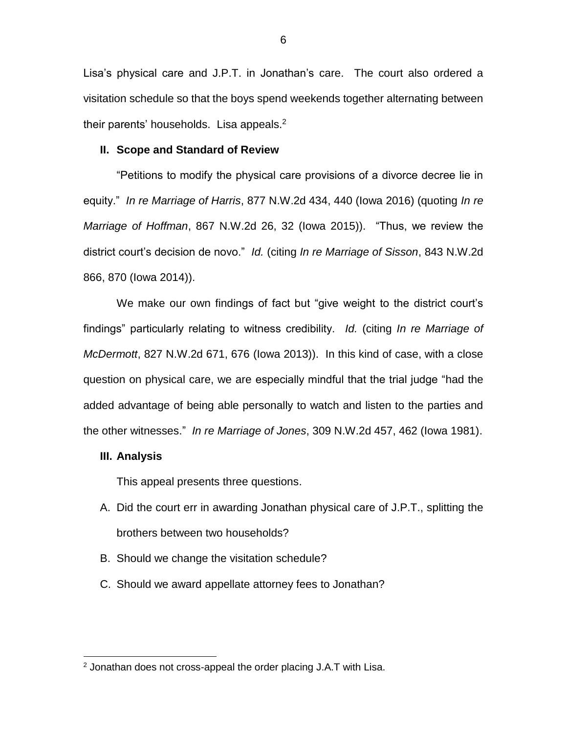Lisa's physical care and J.P.T. in Jonathan's care. The court also ordered a visitation schedule so that the boys spend weekends together alternating between their parents' households. Lisa appeals.[2]

## II. Scope and Standard of Review

"Petitions to modify the physical care provisions of a divorce decree lie in equity." *In re Marriage of Harris*, 877 N.W.2d 434, 440 (Iowa 2016) (quoting *In re Marriage of Hoffman*, 867 N.W.2d 26, 32 (Iowa 2015)). "Thus, we review the district court's decision de novo." *Id.* (citing *In re Marriage of Sisson*, 843 N.W.2d 866, 870 (Iowa 2014)).

We make our own findings of fact but "give weight to the district court's findings" particularly relating to witness credibility. *Id.* (citing *In re Marriage of McDermott*, 827 N.W.2d 671, 676 (Iowa 2013)). In this kind of case, with a close question on physical care, we are especially mindful that the trial judge "had the added advantage of being able personally to watch and listen to the parties and the other witnesses." *In re Marriage of Jones*, 309 N.W.2d 457, 462 (Iowa 1981).

## III. Analysis

This appeal presents three questions.

A. Did the court err in awarding Jonathan physical care of J.P.T., splitting the brothers between two households?

B. Should we change the visitation schedule?

C. Should we award appellate attorney fees to Jonathan?

---

[2] Jonathan does not cross-appeal the order placing J.A.T with Lisa.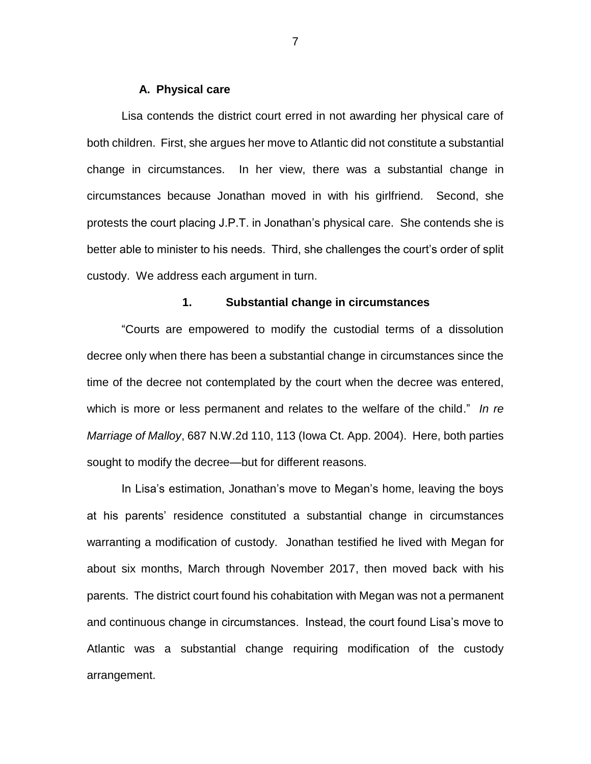### A. Physical care

Lisa contends the district court erred in not awarding her physical care of both children. First, she argues her move to Atlantic did not constitute a substantial change in circumstances. In her view, there was a substantial change in circumstances because Jonathan moved in with his girlfriend. Second, she protests the court placing J.P.T. in Jonathan's physical care. She contends she is better able to minister to his needs. Third, she challenges the court's order of split custody. We address each argument in turn.

#### 1. Substantial change in circumstances

"Courts are empowered to modify the custodial terms of a dissolution decree only when there has been a substantial change in circumstances since the time of the decree not contemplated by the court when the decree was entered, which is more or less permanent and relates to the welfare of the child." *In re Marriage of Malloy*, 687 N.W.2d 110, 113 (Iowa Ct. App. 2004). Here, both parties sought to modify the decree—but for different reasons.

In Lisa's estimation, Jonathan's move to Megan's home, leaving the boys at his parents' residence constituted a substantial change in circumstances warranting a modification of custody. Jonathan testified he lived with Megan for about six months, March through November 2017, then moved back with his parents. The district court found his cohabitation with Megan was not a permanent and continuous change in circumstances. Instead, the court found Lisa's move to Atlantic was a substantial change requiring modification of the custody arrangement.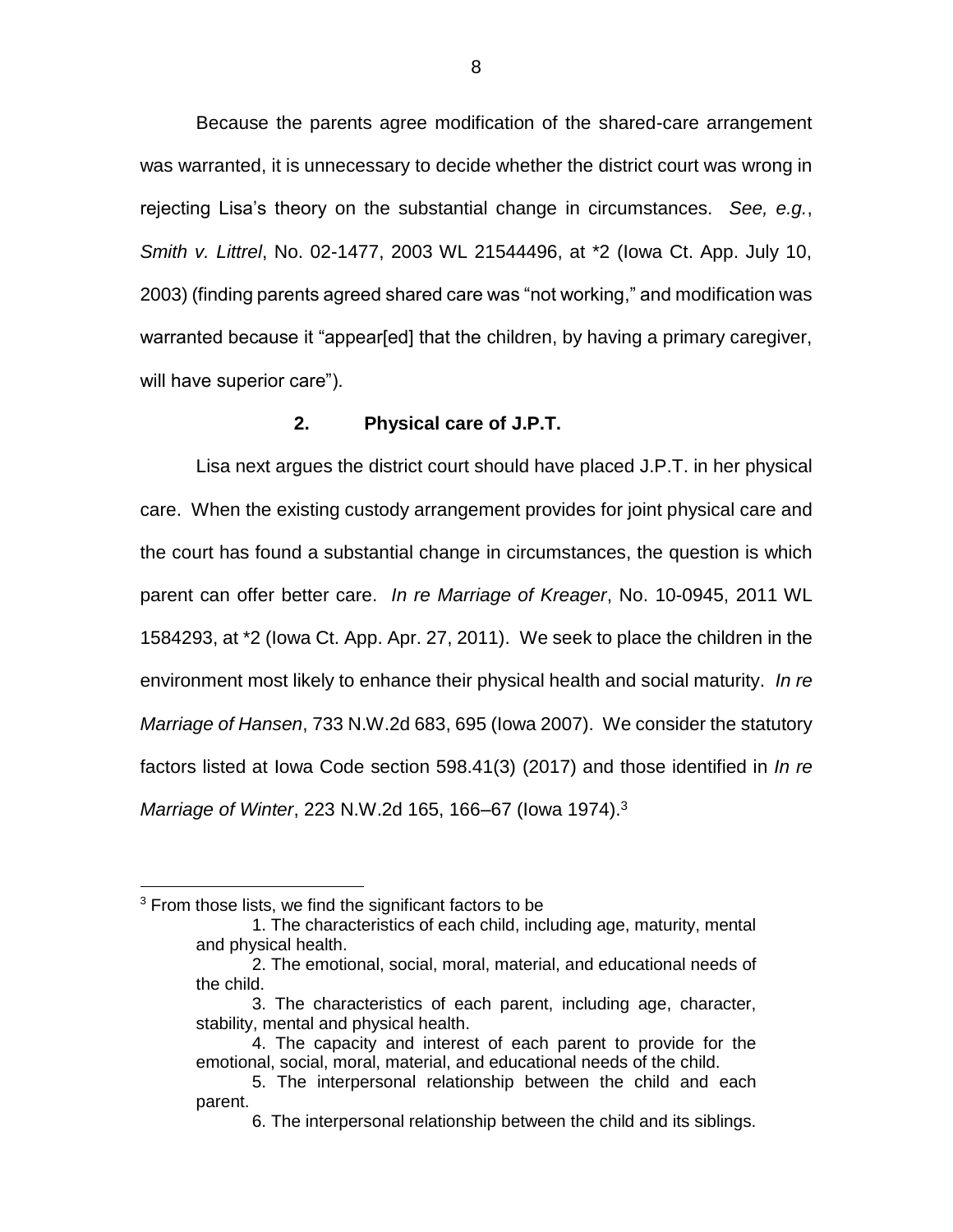Because the parents agree modification of the shared-care arrangement was warranted, it is unnecessary to decide whether the district court was wrong in rejecting Lisa's theory on the substantial change in circumstances. *See, e.g.*, *Smith v. Littrel*, No. 02-1477, 2003 WL 21544496, at *2 (Iowa Ct. App. July 10, 2003) (finding parents agreed shared care was "not working," and modification was warranted because it "appear[ed] that the children, by having a primary caregiver, will have superior care").

### 2. Physical care of J.P.T.

Lisa next argues the district court should have placed J.P.T. in her physical care. When the existing custody arrangement provides for joint physical care and the court has found a substantial change in circumstances, the question is which parent can offer better care. *In re Marriage of Kreager*, No. 10-0945, 2011 WL 1584293, at *2 (Iowa Ct. App. Apr. 27, 2011). We seek to place the children in the environment most likely to enhance their physical health and social maturity. *In re Marriage of Hansen*, 733 N.W.2d 683, 695 (Iowa 2007). We consider the statutory factors listed at Iowa Code section 598.41(3) (2017) and those identified in *In re Marriage of Winter*, 223 N.W.2d 165, 166–67 (Iowa 1974).[3]

---

[3] From those lists, we find the significant factors to be

> 1. The characteristics of each child, including age, maturity, mental and physical health.
> 2. The emotional, social, moral, material, and educational needs of the child.
> 3. The characteristics of each parent, including age, character, stability, mental and physical health.
> 4. The capacity and interest of each parent to provide for the emotional, social, moral, material, and educational needs of the child.
> 5. The interpersonal relationship between the child and each parent.
> 6. The interpersonal relationship between the child and its siblings.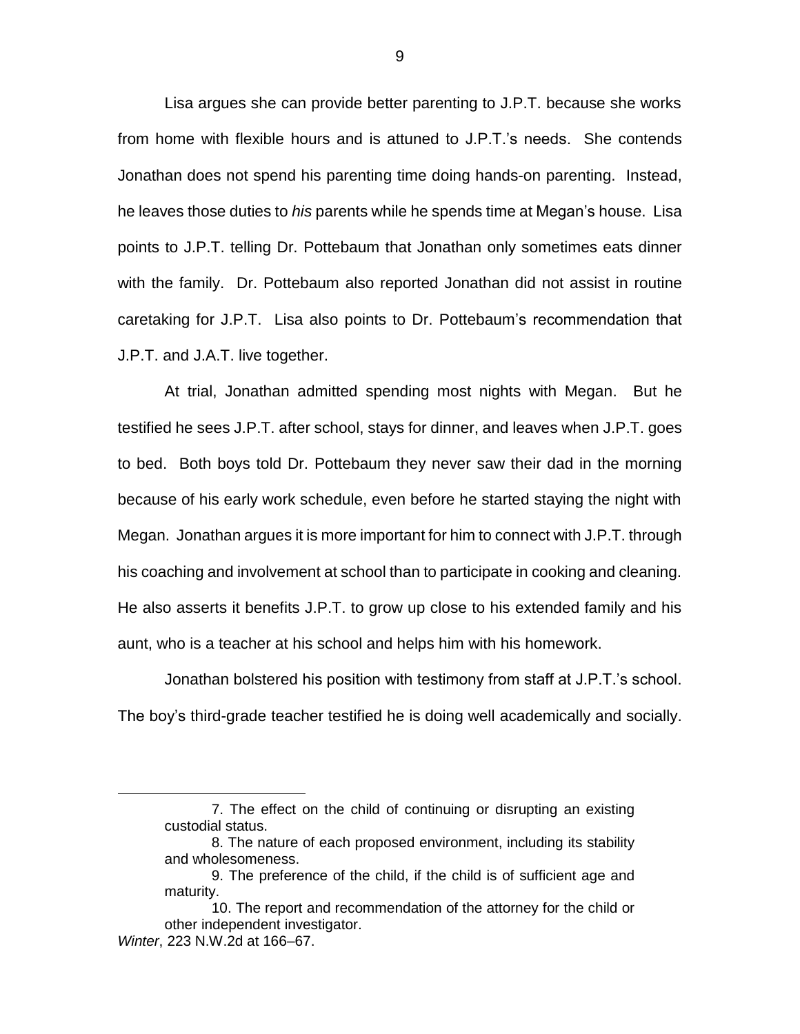Lisa argues she can provide better parenting to J.P.T. because she works from home with flexible hours and is attuned to J.P.T.'s needs. She contends Jonathan does not spend his parenting time doing hands-on parenting. Instead, he leaves those duties to *his* parents while he spends time at Megan's house. Lisa points to J.P.T. telling Dr. Pottebaum that Jonathan only sometimes eats dinner with the family. Dr. Pottebaum also reported Jonathan did not assist in routine caretaking for J.P.T. Lisa also points to Dr. Pottebaum's recommendation that J.P.T. and J.A.T. live together.

At trial, Jonathan admitted spending most nights with Megan. But he testified he sees J.P.T. after school, stays for dinner, and leaves when J.P.T. goes to bed. Both boys told Dr. Pottebaum they never saw their dad in the morning because of his early work schedule, even before he started staying the night with Megan. Jonathan argues it is more important for him to connect with J.P.T. through his coaching and involvement at school than to participate in cooking and cleaning. He also asserts it benefits J.P.T. to grow up close to his extended family and his aunt, who is a teacher at his school and helps him with his homework.

Jonathan bolstered his position with testimony from staff at J.P.T.'s school. The boy's third-grade teacher testified he is doing well academically and socially.

---

> 7. The effect on the child of continuing or disrupting an existing custodial status.
>
> 8. The nature of each proposed environment, including its stability and wholesomeness.
>
> 9. The preference of the child, if the child is of sufficient age and maturity.
>
> 10. The report and recommendation of the attorney for the child or other independent investigator.

*Winter*, 223 N.W.2d at 166–67.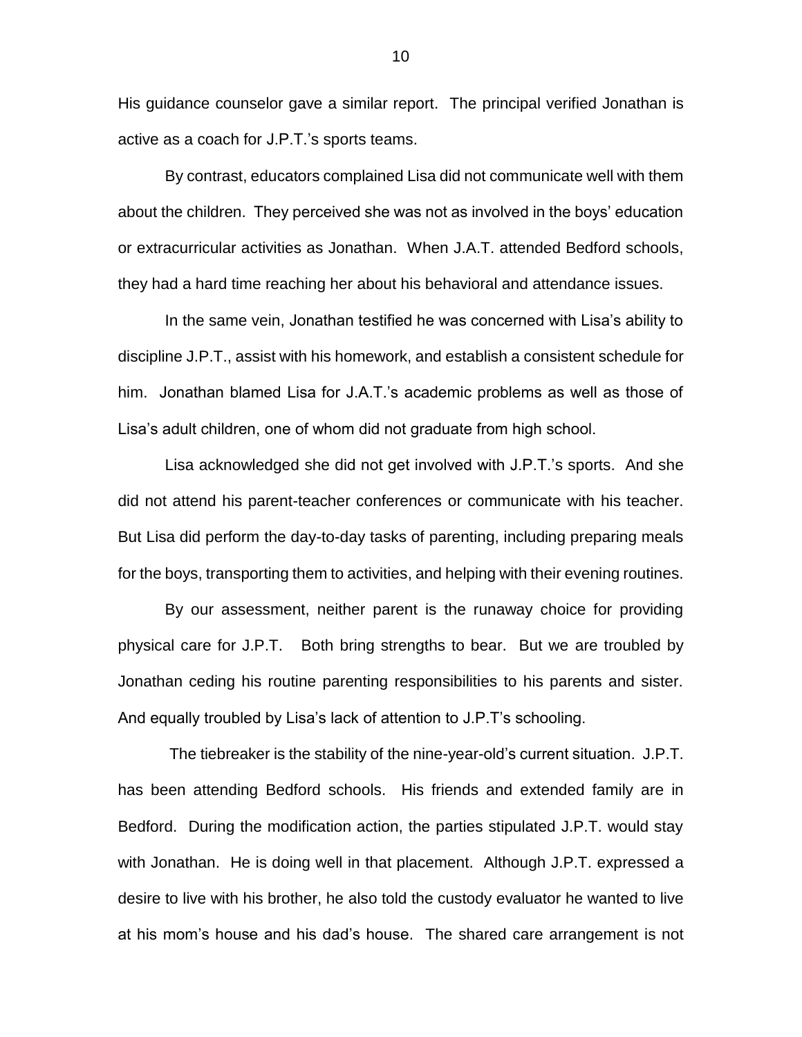His guidance counselor gave a similar report. The principal verified Jonathan is active as a coach for J.P.T.'s sports teams.

By contrast, educators complained Lisa did not communicate well with them about the children. They perceived she was not as involved in the boys' education or extracurricular activities as Jonathan. When J.A.T. attended Bedford schools, they had a hard time reaching her about his behavioral and attendance issues.

In the same vein, Jonathan testified he was concerned with Lisa's ability to discipline J.P.T., assist with his homework, and establish a consistent schedule for him. Jonathan blamed Lisa for J.A.T.'s academic problems as well as those of Lisa's adult children, one of whom did not graduate from high school.

Lisa acknowledged she did not get involved with J.P.T.'s sports. And she did not attend his parent-teacher conferences or communicate with his teacher. But Lisa did perform the day-to-day tasks of parenting, including preparing meals for the boys, transporting them to activities, and helping with their evening routines.

By our assessment, neither parent is the runaway choice for providing physical care for J.P.T. Both bring strengths to bear. But we are troubled by Jonathan ceding his routine parenting responsibilities to his parents and sister. And equally troubled by Lisa's lack of attention to J.P.T's schooling.

The tiebreaker is the stability of the nine-year-old's current situation. J.P.T. has been attending Bedford schools. His friends and extended family are in Bedford. During the modification action, the parties stipulated J.P.T. would stay with Jonathan. He is doing well in that placement. Although J.P.T. expressed a desire to live with his brother, he also told the custody evaluator he wanted to live at his mom's house and his dad's house. The shared care arrangement is not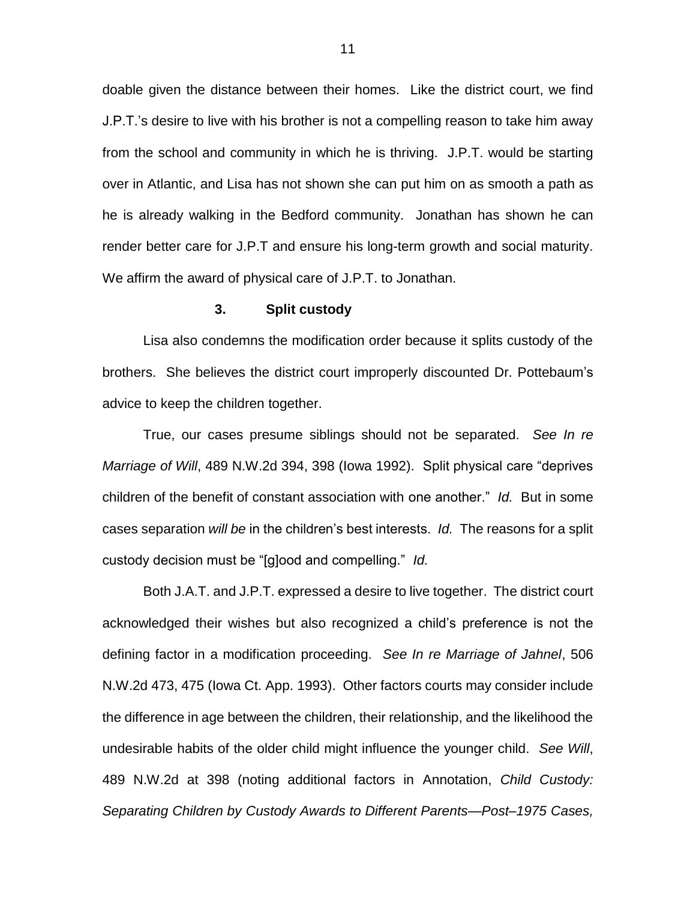doable given the distance between their homes. Like the district court, we find J.P.T.'s desire to live with his brother is not a compelling reason to take him away from the school and community in which he is thriving. J.P.T. would be starting over in Atlantic, and Lisa has not shown she can put him on as smooth a path as he is already walking in the Bedford community. Jonathan has shown he can render better care for J.P.T and ensure his long-term growth and social maturity. We affirm the award of physical care of J.P.T. to Jonathan.

### 3. Split custody

Lisa also condemns the modification order because it splits custody of the brothers. She believes the district court improperly discounted Dr. Pottebaum's advice to keep the children together.

True, our cases presume siblings should not be separated. *See In re Marriage of Will*, 489 N.W.2d 394, 398 (Iowa 1992). Split physical care "deprives children of the benefit of constant association with one another." *Id.* But in some cases separation *will be* in the children's best interests. *Id.* The reasons for a split custody decision must be "[g]ood and compelling." *Id.*

Both J.A.T. and J.P.T. expressed a desire to live together. The district court acknowledged their wishes but also recognized a child's preference is not the defining factor in a modification proceeding. *See In re Marriage of Jahnel*, 506 N.W.2d 473, 475 (Iowa Ct. App. 1993). Other factors courts may consider include the difference in age between the children, their relationship, and the likelihood the undesirable habits of the older child might influence the younger child. *See Will*, 489 N.W.2d at 398 (noting additional factors in Annotation, *Child Custody: Separating Children by Custody Awards to Different Parents—Post–1975 Cases,*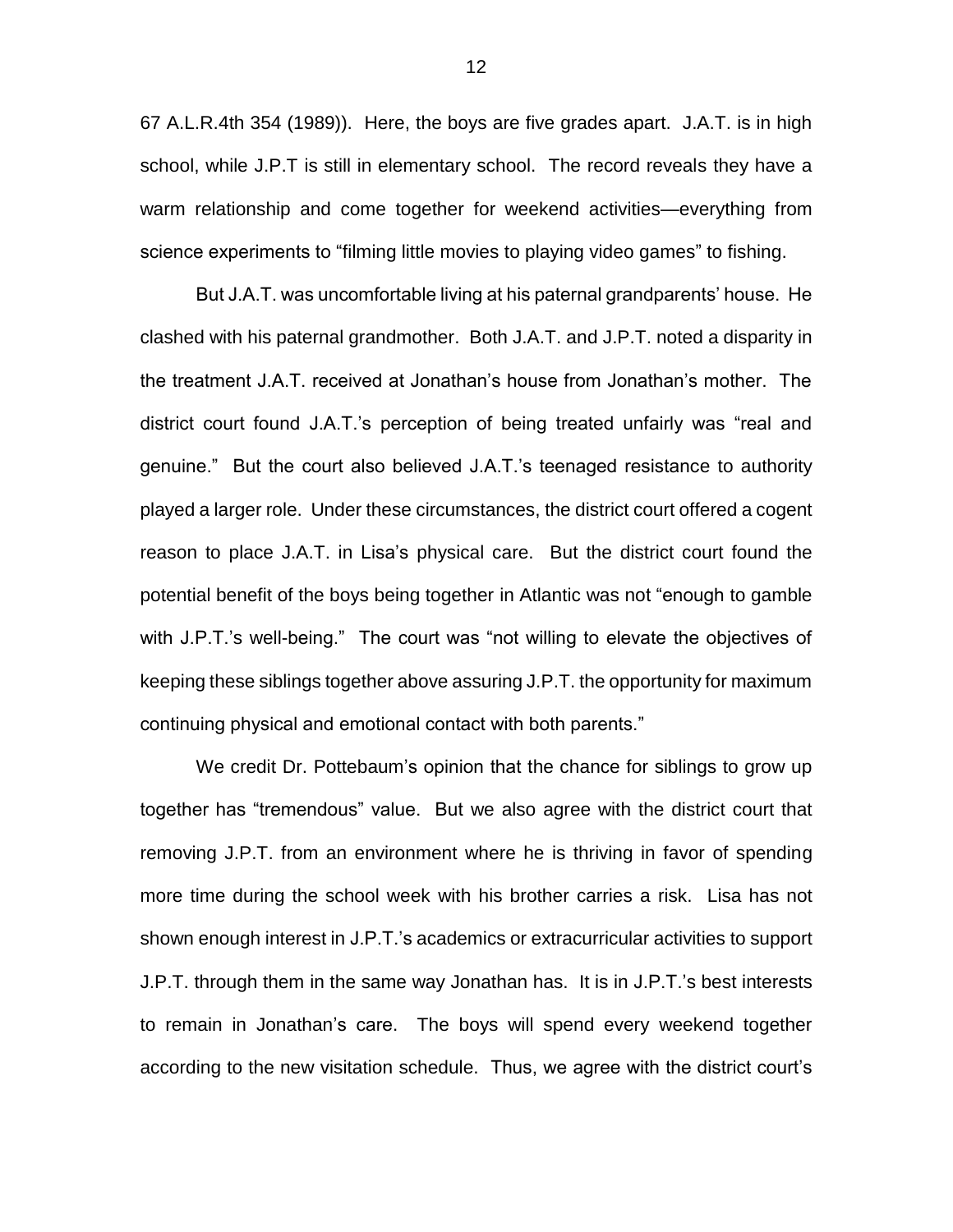67 A.L.R.4th 354 (1989)). Here, the boys are five grades apart. J.A.T. is in high school, while J.P.T is still in elementary school. The record reveals they have a warm relationship and come together for weekend activities—everything from science experiments to "filming little movies to playing video games" to fishing.

But J.A.T. was uncomfortable living at his paternal grandparents' house. He clashed with his paternal grandmother. Both J.A.T. and J.P.T. noted a disparity in the treatment J.A.T. received at Jonathan's house from Jonathan's mother. The district court found J.A.T.'s perception of being treated unfairly was "real and genuine." But the court also believed J.A.T.'s teenaged resistance to authority played a larger role. Under these circumstances, the district court offered a cogent reason to place J.A.T. in Lisa's physical care. But the district court found the potential benefit of the boys being together in Atlantic was not "enough to gamble with J.P.T.'s well-being." The court was "not willing to elevate the objectives of keeping these siblings together above assuring J.P.T. the opportunity for maximum continuing physical and emotional contact with both parents."

We credit Dr. Pottebaum's opinion that the chance for siblings to grow up together has "tremendous" value. But we also agree with the district court that removing J.P.T. from an environment where he is thriving in favor of spending more time during the school week with his brother carries a risk. Lisa has not shown enough interest in J.P.T.'s academics or extracurricular activities to support J.P.T. through them in the same way Jonathan has. It is in J.P.T.'s best interests to remain in Jonathan's care. The boys will spend every weekend together according to the new visitation schedule. Thus, we agree with the district court's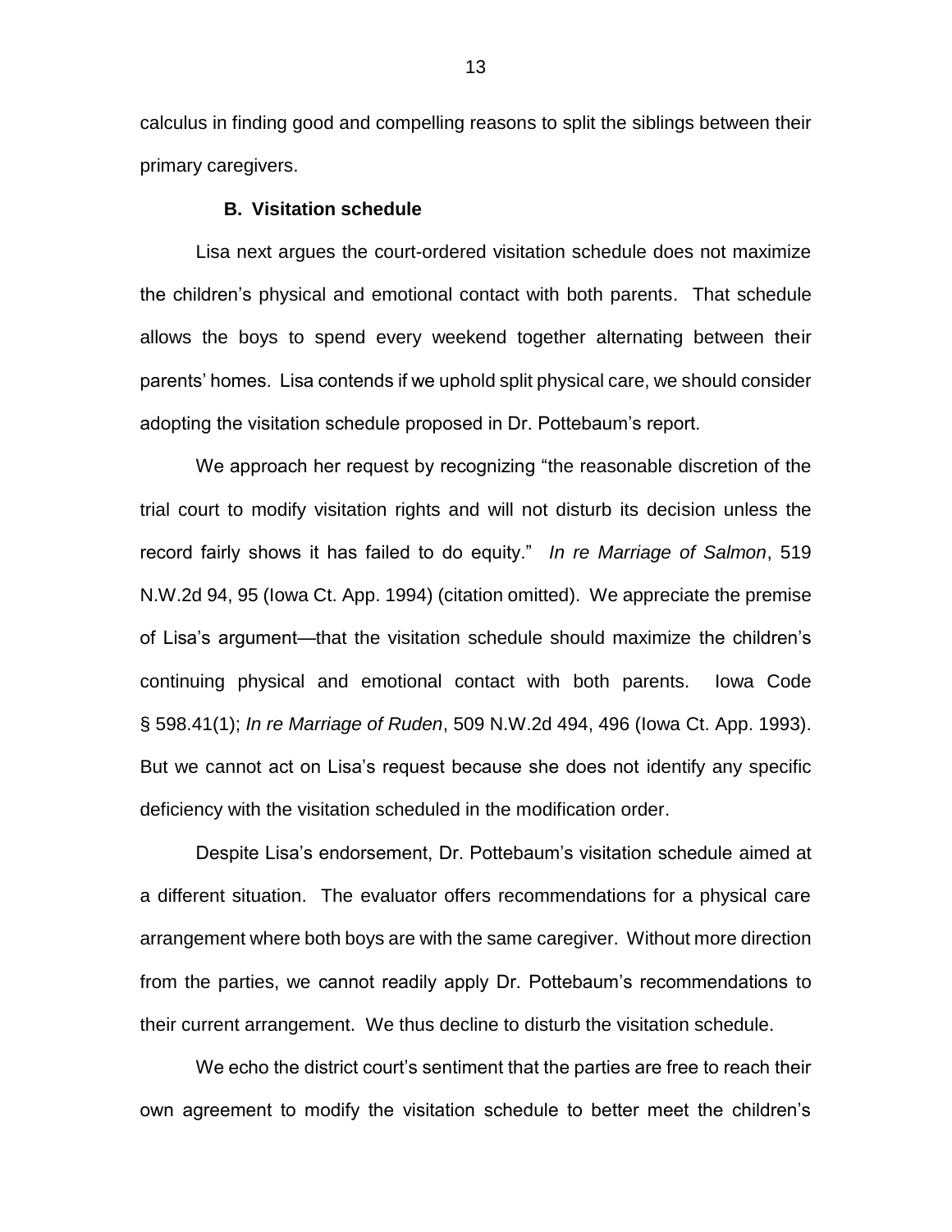calculus in finding good and compelling reasons to split the siblings between their primary caregivers.

**B. Visitation schedule**

Lisa next argues the court-ordered visitation schedule does not maximize the children's physical and emotional contact with both parents. That schedule allows the boys to spend every weekend together alternating between their parents' homes. Lisa contends if we uphold split physical care, we should consider adopting the visitation schedule proposed in Dr. Pottebaum's report.

We approach her request by recognizing "the reasonable discretion of the trial court to modify visitation rights and will not disturb its decision unless the record fairly shows it has failed to do equity." *In re Marriage of Salmon*, 519 N.W.2d 94, 95 (Iowa Ct. App. 1994) (citation omitted). We appreciate the premise of Lisa's argument—that the visitation schedule should maximize the children's continuing physical and emotional contact with both parents. Iowa Code § 598.41(1); *In re Marriage of Ruden*, 509 N.W.2d 494, 496 (Iowa Ct. App. 1993). But we cannot act on Lisa's request because she does not identify any specific deficiency with the visitation scheduled in the modification order.

Despite Lisa's endorsement, Dr. Pottebaum's visitation schedule aimed at a different situation. The evaluator offers recommendations for a physical care arrangement where both boys are with the same caregiver. Without more direction from the parties, we cannot readily apply Dr. Pottebaum's recommendations to their current arrangement. We thus decline to disturb the visitation schedule.

We echo the district court's sentiment that the parties are free to reach their own agreement to modify the visitation schedule to better meet the children's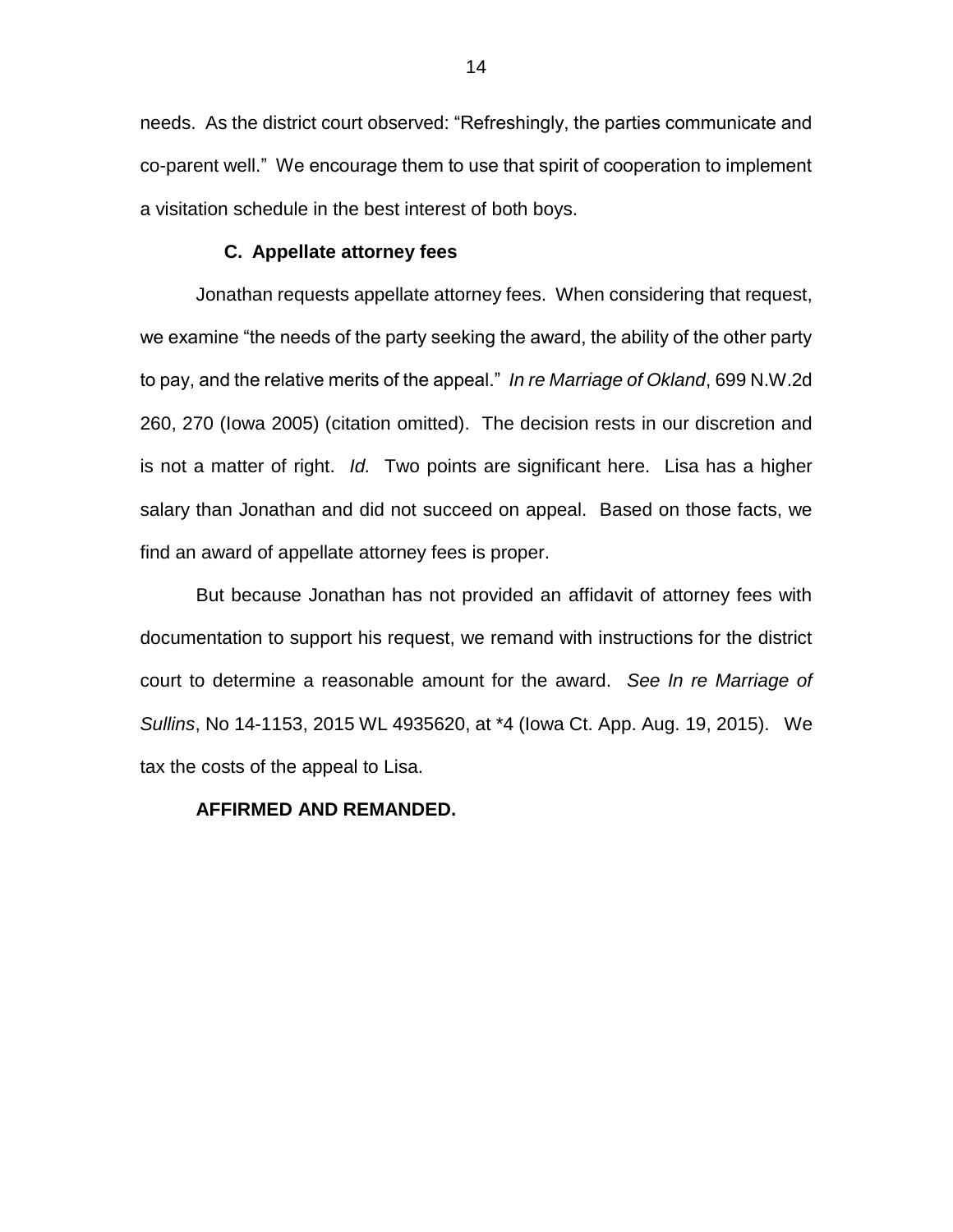needs. As the district court observed: “Refreshingly, the parties communicate and co-parent well.” We encourage them to use that spirit of cooperation to implement a visitation schedule in the best interest of both boys.

### C. Appellate attorney fees

Jonathan requests appellate attorney fees. When considering that request, we examine “the needs of the party seeking the award, the ability of the other party to pay, and the relative merits of the appeal.” *In re Marriage of Okland*, 699 N.W.2d 260, 270 (Iowa 2005) (citation omitted). The decision rests in our discretion and is not a matter of right. *Id.* Two points are significant here. Lisa has a higher salary than Jonathan and did not succeed on appeal. Based on those facts, we find an award of appellate attorney fees is proper.

But because Jonathan has not provided an affidavit of attorney fees with documentation to support his request, we remand with instructions for the district court to determine a reasonable amount for the award. *See In re Marriage of Sullins*, No 14-1153, 2015 WL 4935620, at *4 (Iowa Ct. App. Aug. 19, 2015). We tax the costs of the appeal to Lisa.

**AFFIRMED AND REMANDED.**